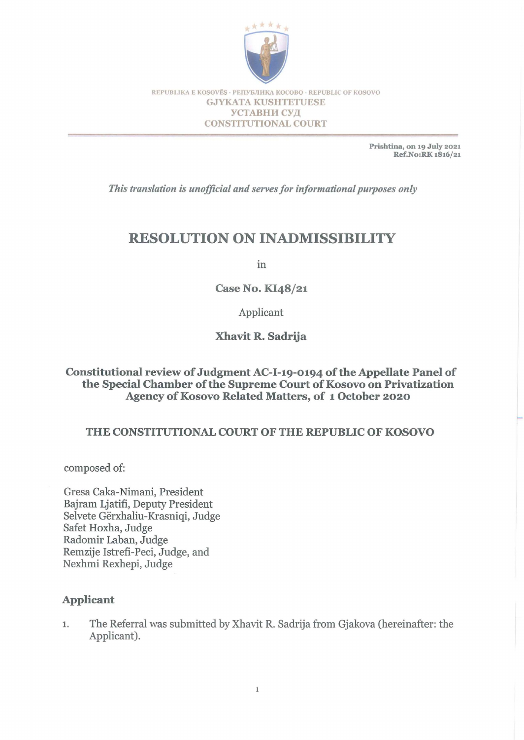REPUBLIKA E KOSOVËS - РЕПУБЛИКА КОСОВО - REPUBLIC OF KOSOVO
GJYKATA KUSHTETUESE
УСТАВНИ СУД
CONSTITUTIONAL COURT

Prishtina, on 19 July 2021
Ref.No:RK 1816/21

*This translation is unofficial and serves for informational purposes only*

# RESOLUTION ON INADMISSIBILITY

in

**Case No. KI48/21**

Applicant

**Xhavit R. Sadrija**

**Constitutional review of Judgment AC-I-19-0194 of the Appellate Panel of the Special Chamber of the Supreme Court of Kosovo on Privatization Agency of Kosovo Related Matters, of 1 October 2020**

**THE CONSTITUTIONAL COURT OF THE REPUBLIC OF KOSOVO**

composed of:

Gresa Caka-Nimani, President
Bajram Ljatifi, Deputy President
Selvete Gërxhaliu-Krasniqi, Judge
Safet Hoxha, Judge
Radomir Laban, Judge
Remzije Istrefi-Peci, Judge, and
Nexhmi Rexhepi, Judge

## Applicant

1. The Referral was submitted by Xhavit R. Sadrija from Gjakova (hereinafter: the Applicant).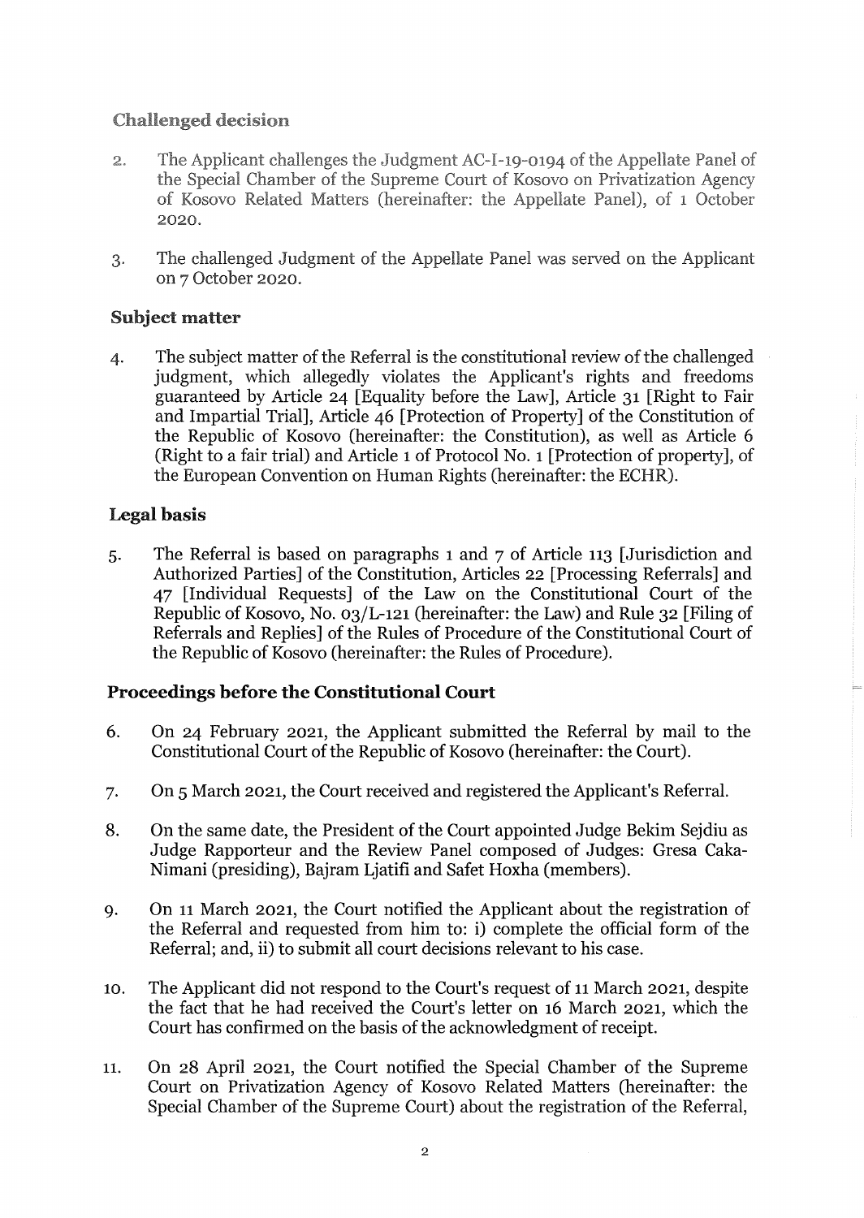## Challenged decision

2. The Applicant challenges the Judgment AC-I-19-0194 of the Appellate Panel of the Special Chamber of the Supreme Court of Kosovo on Privatization Agency of Kosovo Related Matters (hereinafter: the Appellate Panel), of 1 October 2020.

3. The challenged Judgment of the Appellate Panel was served on the Applicant on 7 October 2020.

## Subject matter

4. The subject matter of the Referral is the constitutional review of the challenged judgment, which allegedly violates the Applicant's rights and freedoms guaranteed by Article 24 [Equality before the Law], Article 31 [Right to Fair and Impartial Trial], Article 46 [Protection of Property] of the Constitution of the Republic of Kosovo (hereinafter: the Constitution), as well as Article 6 (Right to a fair trial) and Article 1 of Protocol No. 1 [Protection of property], of the European Convention on Human Rights (hereinafter: the ECHR).

## Legal basis

5. The Referral is based on paragraphs 1 and 7 of Article 113 [Jurisdiction and Authorized Parties] of the Constitution, Articles 22 [Processing Referrals] and 47 [Individual Requests] of the Law on the Constitutional Court of the Republic of Kosovo, No. 03/L-121 (hereinafter: the Law) and Rule 32 [Filing of Referrals and Replies] of the Rules of Procedure of the Constitutional Court of the Republic of Kosovo (hereinafter: the Rules of Procedure).

## Proceedings before the Constitutional Court

6. On 24 February 2021, the Applicant submitted the Referral by mail to the Constitutional Court of the Republic of Kosovo (hereinafter: the Court).

7. On 5 March 2021, the Court received and registered the Applicant's Referral.

8. On the same date, the President of the Court appointed Judge Bekim Sejdiu as Judge Rapporteur and the Review Panel composed of Judges: Gresa Caka-Nimani (presiding), Bajram Ljatifi and Safet Hoxha (members).

9. On 11 March 2021, the Court notified the Applicant about the registration of the Referral and requested from him to: i) complete the official form of the Referral; and, ii) to submit all court decisions relevant to his case.

10. The Applicant did not respond to the Court's request of 11 March 2021, despite the fact that he had received the Court's letter on 16 March 2021, which the Court has confirmed on the basis of the acknowledgment of receipt.

11. On 28 April 2021, the Court notified the Special Chamber of the Supreme Court on Privatization Agency of Kosovo Related Matters (hereinafter: the Special Chamber of the Supreme Court) about the registration of the Referral,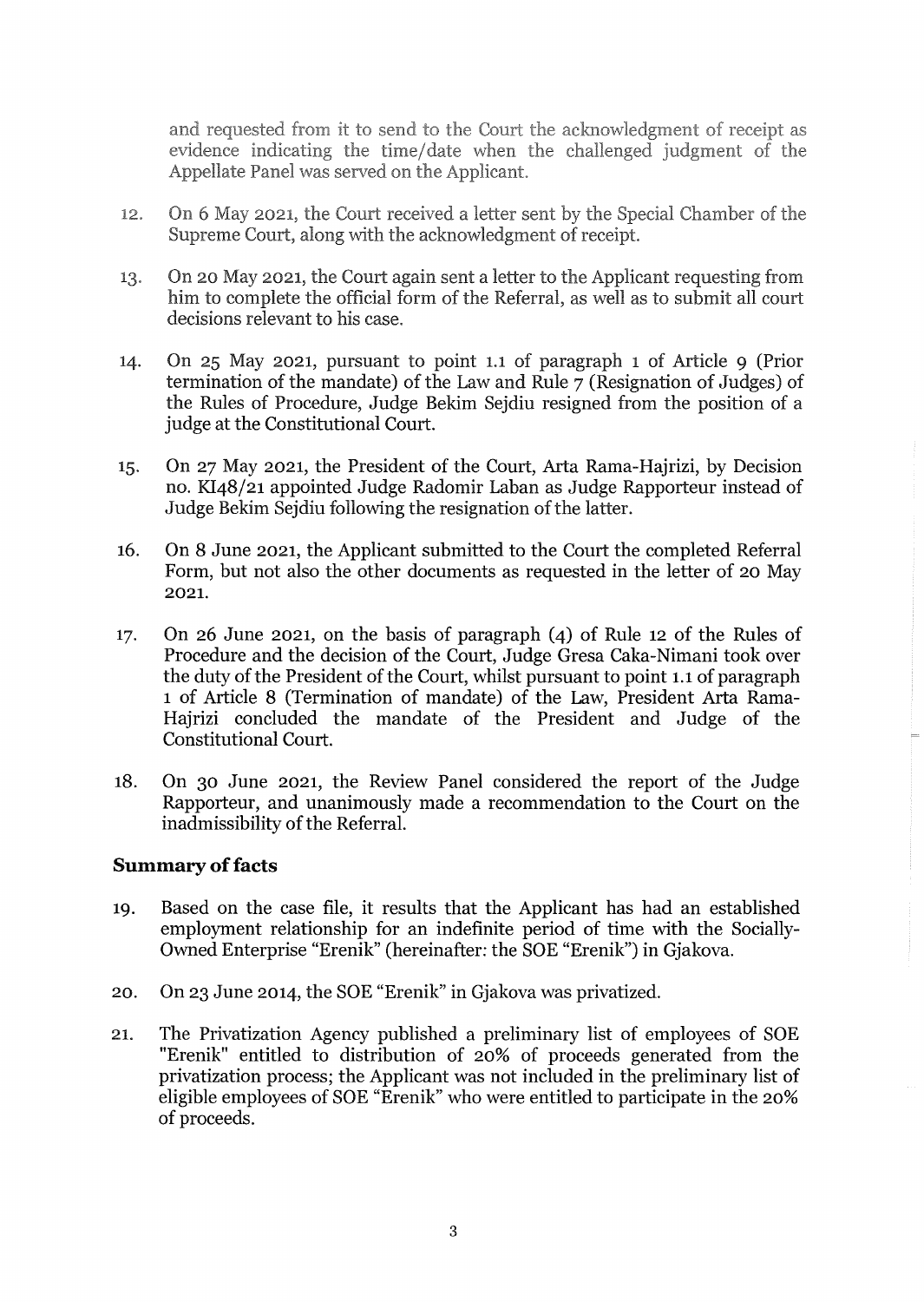and requested from it to send to the Court the acknowledgment of receipt as evidence indicating the time/date when the challenged judgment of the Appellate Panel was served on the Applicant.

12. On 6 May 2021, the Court received a letter sent by the Special Chamber of the Supreme Court, along with the acknowledgment of receipt.

13. On 20 May 2021, the Court again sent a letter to the Applicant requesting from him to complete the official form of the Referral, as well as to submit all court decisions relevant to his case.

14. On 25 May 2021, pursuant to point 1.1 of paragraph 1 of Article 9 (Prior termination of the mandate) of the Law and Rule 7 (Resignation of Judges) of the Rules of Procedure, Judge Bekim Sejdiu resigned from the position of a judge at the Constitutional Court.

15. On 27 May 2021, the President of the Court, Arta Rama-Hajrizi, by Decision no. KI48/21 appointed Judge Radomir Laban as Judge Rapporteur instead of Judge Bekim Sejdiu following the resignation of the latter.

16. On 8 June 2021, the Applicant submitted to the Court the completed Referral Form, but not also the other documents as requested in the letter of 20 May 2021.

17. On 26 June 2021, on the basis of paragraph (4) of Rule 12 of the Rules of Procedure and the decision of the Court, Judge Gresa Caka-Nimani took over the duty of the President of the Court, whilst pursuant to point 1.1 of paragraph 1 of Article 8 (Termination of mandate) of the Law, President Arta Rama-Hajrizi concluded the mandate of the President and Judge of the Constitutional Court.

18. On 30 June 2021, the Review Panel considered the report of the Judge Rapporteur, and unanimously made a recommendation to the Court on the inadmissibility of the Referral.

## Summary of facts

19. Based on the case file, it results that the Applicant has had an established employment relationship for an indefinite period of time with the Socially-Owned Enterprise "Erenik" (hereinafter: the SOE "Erenik") in Gjakova.

20. On 23 June 2014, the SOE "Erenik" in Gjakova was privatized.

21. The Privatization Agency published a preliminary list of employees of SOE "Erenik" entitled to distribution of 20% of proceeds generated from the privatization process; the Applicant was not included in the preliminary list of eligible employees of SOE "Erenik" who were entitled to participate in the 20% of proceeds.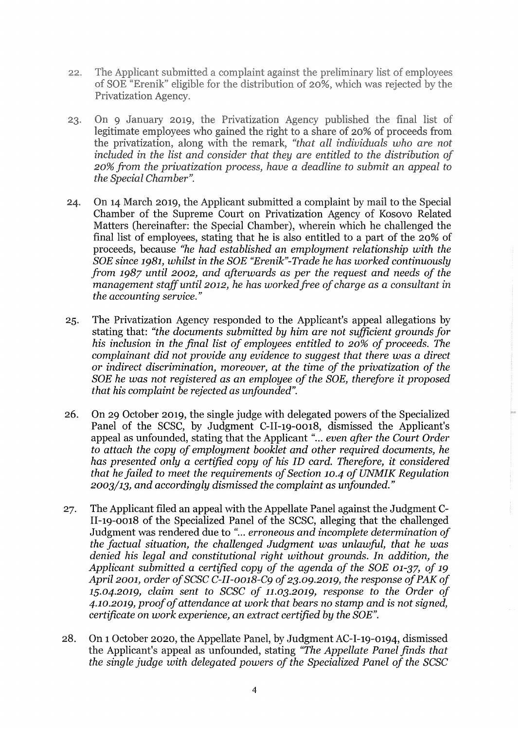22. The Applicant submitted a complaint against the preliminary list of employees of SOE "Erenik" eligible for the distribution of 20%, which was rejected by the Privatization Agency.

23. On 9 January 2019, the Privatization Agency published the final list of legitimate employees who gained the right to a share of 20% of proceeds from the privatization, along with the remark, *"that all individuals who are not included in the list and consider that they are entitled to the distribution of 20% from the privatization process, have a deadline to submit an appeal to the Special Chamber"*.

24. On 14 March 2019, the Applicant submitted a complaint by mail to the Special Chamber of the Supreme Court on Privatization Agency of Kosovo Related Matters (hereinafter: the Special Chamber), wherein which he challenged the final list of employees, stating that he is also entitled to a part of the 20% of proceeds, because *"he had established an employment relationship with the SOE since 1981, whilst in the SOE "Erenik"-Trade he has worked continuously from 1987 until 2002, and afterwards as per the request and needs of the management staff until 2012, he has worked free of charge as a consultant in the accounting service."*

25. The Privatization Agency responded to the Applicant's appeal allegations by stating that: *"the documents submitted by him are not sufficient grounds for his inclusion in the final list of employees entitled to 20% of proceeds. The complainant did not provide any evidence to suggest that there was a direct or indirect discrimination, moreover, at the time of the privatization of the SOE he was not registered as an employee of the SOE, therefore it proposed that his complaint be rejected as unfounded"*.

26. On 29 October 2019, the single judge with delegated powers of the Specialized Panel of the SCSC, by Judgment C-II-19-0018, dismissed the Applicant's appeal as unfounded, stating that the Applicant *"... even after the Court Order to attach the copy of employment booklet and other required documents, he has presented only a certified copy of his ID card. Therefore, it considered that he failed to meet the requirements of Section 10.4 of UNMIK Regulation 2003/13, and accordingly dismissed the complaint as unfounded."*

27. The Applicant filed an appeal with the Appellate Panel against the Judgment C-II-19-0018 of the Specialized Panel of the SCSC, alleging that the challenged Judgment was rendered due to *"... erroneous and incomplete determination of the factual situation, the challenged Judgment was unlawful, that he was denied his legal and constitutional right without grounds. In addition, the Applicant submitted a certified copy of the agenda of the SOE 01-37, of 19 April 2001, order of SCSC C-II-0018-C9 of 23.09.2019, the response of PAK of 15.04.2019, claim sent to SCSC of 11.03.2019, response to the Order of 4.10.2019, proof of attendance at work that bears no stamp and is not signed, certificate on work experience, an extract certified by the SOE"*.

28. On 1 October 2020, the Appellate Panel, by Judgment AC-I-19-0194, dismissed the Applicant's appeal as unfounded, stating *"The Appellate Panel finds that the single judge with delegated powers of the Specialized Panel of the SCSC*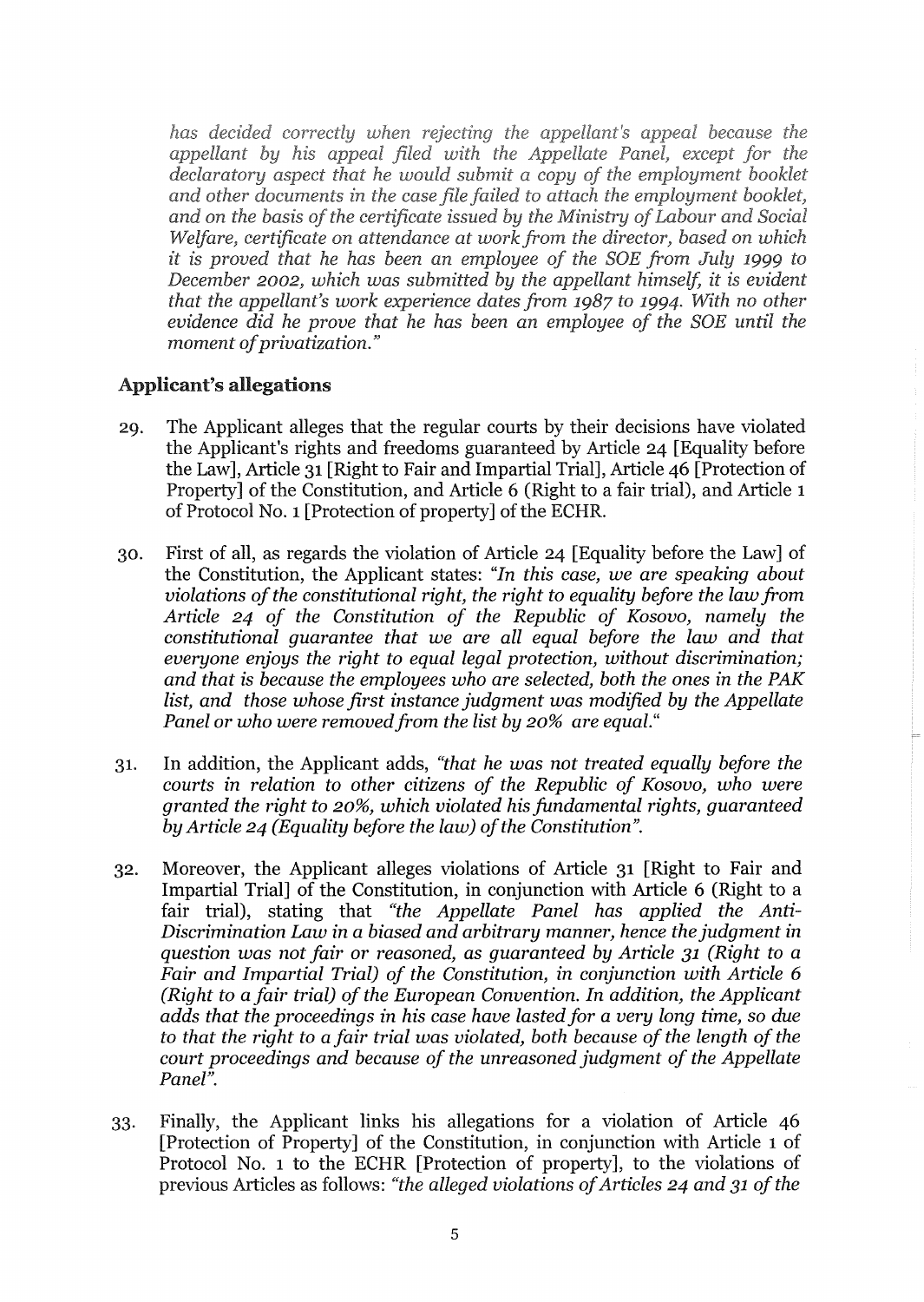*has decided correctly when rejecting the appellant's appeal because the appellant by his appeal filed with the Appellate Panel, except for the declaratory aspect that he would submit a copy of the employment booklet and other documents in the case file failed to attach the employment booklet, and on the basis of the certificate issued by the Ministry of Labour and Social Welfare, certificate on attendance at work from the director, based on which it is proved that he has been an employee of the SOE from July 1999 to December 2002, which was submitted by the appellant himself, it is evident that the appellant's work experience dates from 1987 to 1994. With no other evidence did he prove that he has been an employee of the SOE until the moment of privatization."*

## Applicant's allegations

29. The Applicant alleges that the regular courts by their decisions have violated the Applicant's rights and freedoms guaranteed by Article 24 [Equality before the Law], Article 31 [Right to Fair and Impartial Trial], Article 46 [Protection of Property] of the Constitution, and Article 6 (Right to a fair trial), and Article 1 of Protocol No. 1 [Protection of property] of the ECHR.

30. First of all, as regards the violation of Article 24 [Equality before the Law] of the Constitution, the Applicant states: *"In this case, we are speaking about violations of the constitutional right, the right to equality before the law from Article 24 of the Constitution of the Republic of Kosovo, namely the constitutional guarantee that we are all equal before the law and that everyone enjoys the right to equal legal protection, without discrimination; and that is because the employees who are selected, both the ones in the PAK list, and those whose first instance judgment was modified by the Appellate Panel or who were removed from the list by 20% are equal."*

31. In addition, the Applicant adds, *"that he was not treated equally before the courts in relation to other citizens of the Republic of Kosovo, who were granted the right to 20%, which violated his fundamental rights, guaranteed by Article 24 (Equality before the law) of the Constitution".*

32. Moreover, the Applicant alleges violations of Article 31 [Right to Fair and Impartial Trial] of the Constitution, in conjunction with Article 6 (Right to a fair trial), stating that *"the Appellate Panel has applied the Anti-Discrimination Law in a biased and arbitrary manner, hence the judgment in question was not fair or reasoned, as guaranteed by Article 31 (Right to a Fair and Impartial Trial) of the Constitution, in conjunction with Article 6 (Right to a fair trial) of the European Convention. In addition, the Applicant adds that the proceedings in his case have lasted for a very long time, so due to that the right to a fair trial was violated, both because of the length of the court proceedings and because of the unreasoned judgment of the Appellate Panel".*

33. Finally, the Applicant links his allegations for a violation of Article 46 [Protection of Property] of the Constitution, in conjunction with Article 1 of Protocol No. 1 to the ECHR [Protection of property], to the violations of previous Articles as follows: *"the alleged violations of Articles 24 and 31 of the*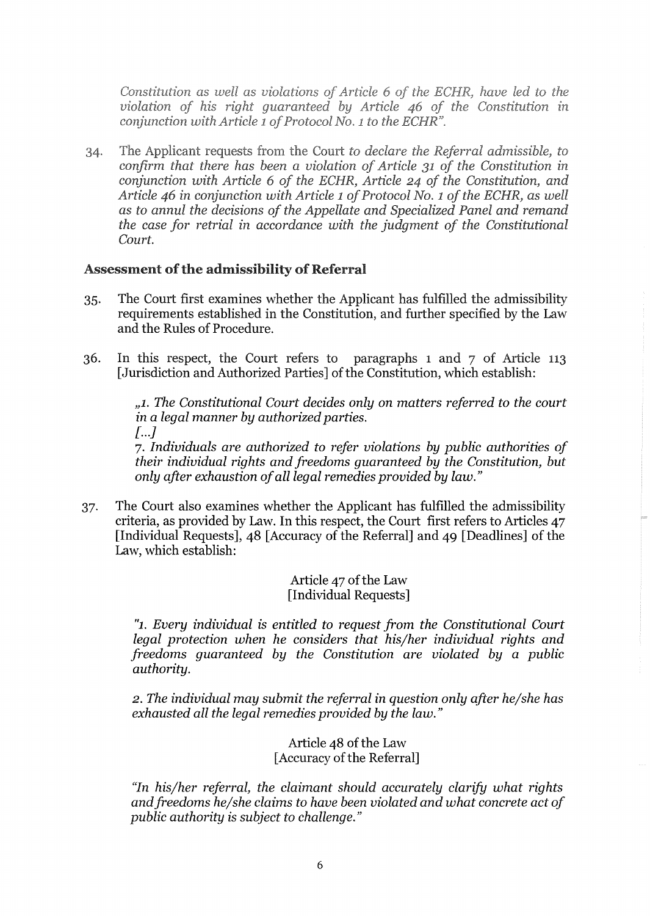*Constitution as well as violations of Article 6 of the ECHR, have led to the violation of his right guaranteed by Article 46 of the Constitution in conjunction with Article 1 of Protocol No. 1 to the ECHR".*

34. The Applicant requests from the Court *to declare the Referral admissible, to confirm that there has been a violation of Article 31 of the Constitution in conjunction with Article 6 of the ECHR, Article 24 of the Constitution, and Article 46 in conjunction with Article 1 of Protocol No. 1 of the ECHR, as well as to annul the decisions of the Appellate and Specialized Panel and remand the case for retrial in accordance with the judgment of the Constitutional Court.*

## Assessment of the admissibility of Referral

35. The Court first examines whether the Applicant has fulfilled the admissibility requirements established in the Constitution, and further specified by the Law and the Rules of Procedure.

36. In this respect, the Court refers to paragraphs 1 and 7 of Article 113 [Jurisdiction and Authorized Parties] of the Constitution, which establish:

> *„1. The Constitutional Court decides only on matters referred to the court in a legal manner by authorized parties.*
> *[...]*
> *7. Individuals are authorized to refer violations by public authorities of their individual rights and freedoms guaranteed by the Constitution, but only after exhaustion of all legal remedies provided by law."*

37. The Court also examines whether the Applicant has fulfilled the admissibility criteria, as provided by Law. In this respect, the Court first refers to Articles 47 [Individual Requests], 48 [Accuracy of the Referral] and 49 [Deadlines] of the Law, which establish:

Article 47 of the Law
[Individual Requests]

> *"1. Every individual is entitled to request from the Constitutional Court legal protection when he considers that his/her individual rights and freedoms guaranteed by the Constitution are violated by a public authority.*
>
> *2. The individual may submit the referral in question only after he/she has exhausted all the legal remedies provided by the law."*

Article 48 of the Law
[Accuracy of the Referral]

> *"In his/her referral, the claimant should accurately clarify what rights and freedoms he/she claims to have been violated and what concrete act of public authority is subject to challenge."*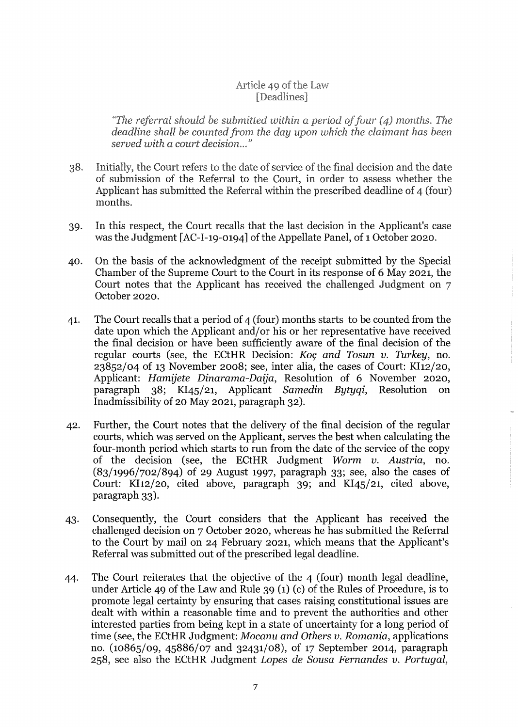Article 49 of the Law
[Deadlines]

*"The referral should be submitted within a period of four (4) months. The deadline shall be counted from the day upon which the claimant has been served with a court decision..."*

38. Initially, the Court refers to the date of service of the final decision and the date of submission of the Referral to the Court, in order to assess whether the Applicant has submitted the Referral within the prescribed deadline of 4 (four) months.

39. In this respect, the Court recalls that the last decision in the Applicant's case was the Judgment [AC-I-19-0194] of the Appellate Panel, of 1 October 2020.

40. On the basis of the acknowledgment of the receipt submitted by the Special Chamber of the Supreme Court to the Court in its response of 6 May 2021, the Court notes that the Applicant has received the challenged Judgment on 7 October 2020.

41. The Court recalls that a period of 4 (four) months starts to be counted from the date upon which the Applicant and/or his or her representative have received the final decision or have been sufficiently aware of the final decision of the regular courts (see, the ECtHR Decision: *Koç and Tosun v. Turkey*, no. 23852/04 of 13 November 2008; see, inter alia, the cases of Court: KI12/20, Applicant: *Hamijete Dinarama-Daija*, Resolution of 6 November 2020, paragraph 38; KI45/21, Applicant *Samedin Bytyqi*, Resolution on Inadmissibility of 20 May 2021, paragraph 32).

42. Further, the Court notes that the delivery of the final decision of the regular courts, which was served on the Applicant, serves the best when calculating the four-month period which starts to run from the date of the service of the copy of the decision (see, the ECtHR Judgment *Worm v. Austria*, no. (83/1996/702/894) of 29 August 1997, paragraph 33; see, also the cases of Court: KI12/20, cited above, paragraph 39; and KI45/21, cited above, paragraph 33).

43. Consequently, the Court considers that the Applicant has received the challenged decision on 7 October 2020, whereas he has submitted the Referral to the Court by mail on 24 February 2021, which means that the Applicant's Referral was submitted out of the prescribed legal deadline.

44. The Court reiterates that the objective of the 4 (four) month legal deadline, under Article 49 of the Law and Rule 39 (1) (c) of the Rules of Procedure, is to promote legal certainty by ensuring that cases raising constitutional issues are dealt with within a reasonable time and to prevent the authorities and other interested parties from being kept in a state of uncertainty for a long period of time (see, the ECtHR Judgment: *Mocanu and Others v. Romania*, applications no. (10865/09, 45886/07 and 32431/08), of 17 September 2014, paragraph 258, see also the ECtHR Judgment *Lopes de Sousa Fernandes v. Portugal*,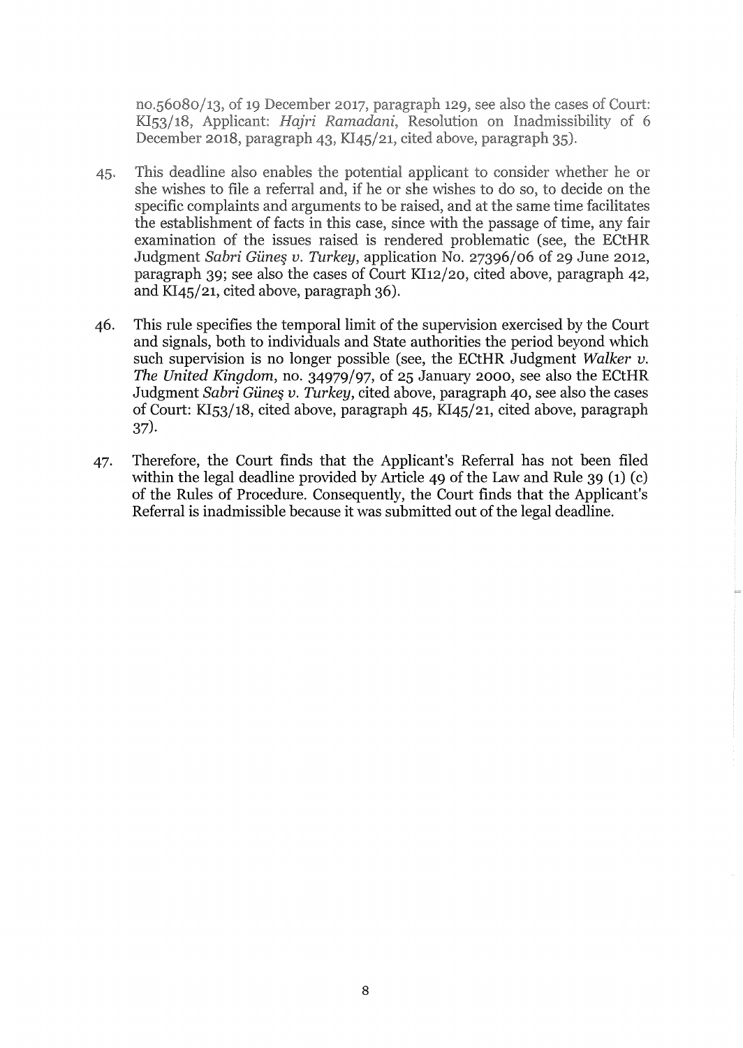no.56080/13, of 19 December 2017, paragraph 129, see also the cases of Court: KI53/18, Applicant: *Hajri Ramadani*, Resolution on Inadmissibility of 6 December 2018, paragraph 43, KI45/21, cited above, paragraph 35).

45. This deadline also enables the potential applicant to consider whether he or she wishes to file a referral and, if he or she wishes to do so, to decide on the specific complaints and arguments to be raised, and at the same time facilitates the establishment of facts in this case, since with the passage of time, any fair examination of the issues raised is rendered problematic (see, the ECtHR Judgment *Sabri Güneş v. Turkey*, application No. 27396/06 of 29 June 2012, paragraph 39; see also the cases of Court KI12/20, cited above, paragraph 42, and KI45/21, cited above, paragraph 36).

46. This rule specifies the temporal limit of the supervision exercised by the Court and signals, both to individuals and State authorities the period beyond which such supervision is no longer possible (see, the ECtHR Judgment *Walker v. The United Kingdom*, no. 34979/97, of 25 January 2000, see also the ECtHR Judgment *Sabri Güneş v. Turkey*, cited above, paragraph 40, see also the cases of Court: KI53/18, cited above, paragraph 45, KI45/21, cited above, paragraph 37).

47. Therefore, the Court finds that the Applicant's Referral has not been filed within the legal deadline provided by Article 49 of the Law and Rule 39 (1) (c) of the Rules of Procedure. Consequently, the Court finds that the Applicant's Referral is inadmissible because it was submitted out of the legal deadline.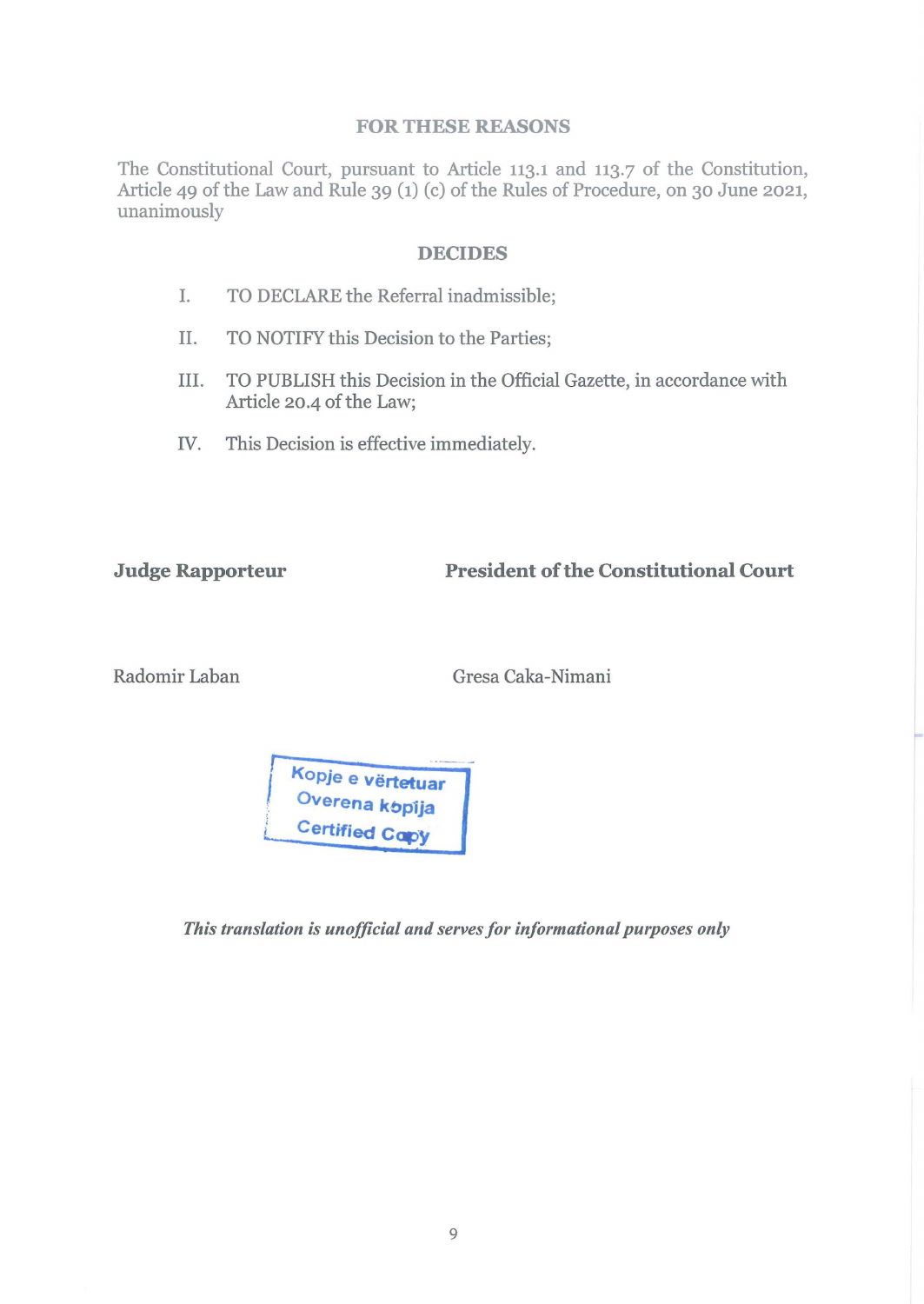## FOR THESE REASONS

The Constitutional Court, pursuant to Article 113.1 and 113.7 of the Constitution, Article 49 of the Law and Rule 39 (1) (c) of the Rules of Procedure, on 30 June 2021, unanimously

## DECIDES

I. TO DECLARE the Referral inadmissible;

II. TO NOTIFY this Decision to the Parties;

III. TO PUBLISH this Decision in the Official Gazette, in accordance with Article 20.4 of the Law;

IV. This Decision is effective immediately.

| **Judge Rapporteur** | **President of the Constitutional Court** |
| --- | --- |
| Radomir Laban | Gresa Caka-Nimani |

Kopje e vërtetuar
Overena kopija
Certified Copy

*This translation is unofficial and serves for informational purposes only*